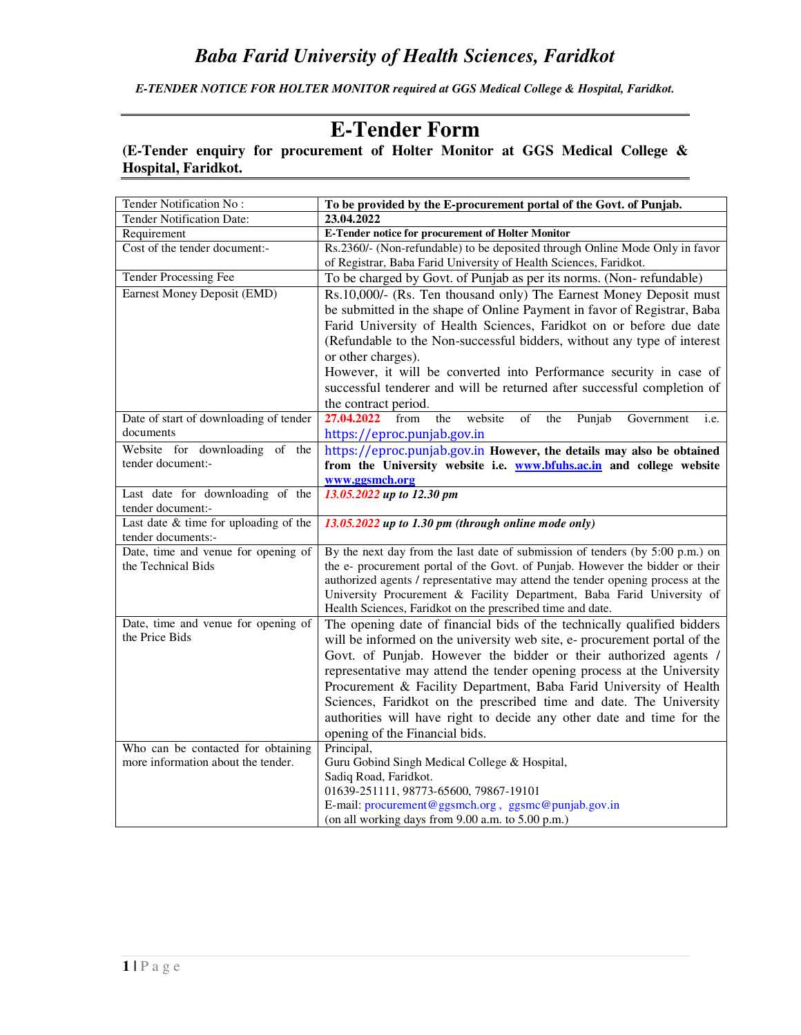# *Baba Farid University of Health Sciences, Faridkot*

***E-TENDER NOTICE FOR HOLTER MONITOR required at GGS Medical College & Hospital, Faridkot.***

# E-Tender Form

**(E-Tender enquiry for procurement of Holter Monitor at GGS Medical College & Hospital, Faridkot.**

| Tender Notification No : | **To be provided by the E-procurement portal of the Govt. of Punjab.** |
|---|---|
| Tender Notification Date: | **23.04.2022** |
| Requirement | **E-Tender notice for procurement of Holter Monitor** |
| Cost of the tender document:- | Rs.2360/- (Non-refundable) to be deposited through Online Mode Only in favor of Registrar, Baba Farid University of Health Sciences, Faridkot. |
| Tender Processing Fee | To be charged by Govt. of Punjab as per its norms. (Non- refundable) |
| Earnest Money Deposit (EMD) | Rs.10,000/- (Rs. Ten thousand only) The Earnest Money Deposit must be submitted in the shape of Online Payment in favor of Registrar, Baba Farid University of Health Sciences, Faridkot on or before due date (Refundable to the Non-successful bidders, without any type of interest or other charges).<br>However, it will be converted into Performance security in case of successful tenderer and will be returned after successful completion of the contract period. |
| Date of start of downloading of tender documents | **27.04.2022** from the website of the Punjab Government i.e. https://eproc.punjab.gov.in |
| Website for downloading of the tender document:- | https://eproc.punjab.gov.in **However, the details may also be obtained from the University website i.e. www.bfuhs.ac.in and college website www.ggsmch.org** |
| Last date for downloading of the tender document:- | ***13.05.2022 up to 12.30 pm*** |
| Last date & time for uploading of the tender documents:- | ***13.05.2022 up to 1.30 pm (through online mode only)*** |
| Date, time and venue for opening of the Technical Bids | By the next day from the last date of submission of tenders (by 5:00 p.m.) on the e- procurement portal of the Govt. of Punjab. However the bidder or their authorized agents / representative may attend the tender opening process at the University Procurement & Facility Department, Baba Farid University of Health Sciences, Faridkot on the prescribed time and date. |
| Date, time and venue for opening of the Price Bids | The opening date of financial bids of the technically qualified bidders will be informed on the university web site, e- procurement portal of the Govt. of Punjab. However the bidder or their authorized agents / representative may attend the tender opening process at the University Procurement & Facility Department, Baba Farid University of Health Sciences, Faridkot on the prescribed time and date. The University authorities will have right to decide any other date and time for the opening of the Financial bids. |
| Who can be contacted for obtaining more information about the tender. | Principal,<br>Guru Gobind Singh Medical College & Hospital,<br>Sadiq Road, Faridkot.<br>01639-251111, 98773-65600, 79867-19101<br>E-mail: procurement@ggsmch.org , ggsmc@punjab.gov.in<br>(on all working days from 9.00 a.m. to 5.00 p.m.) |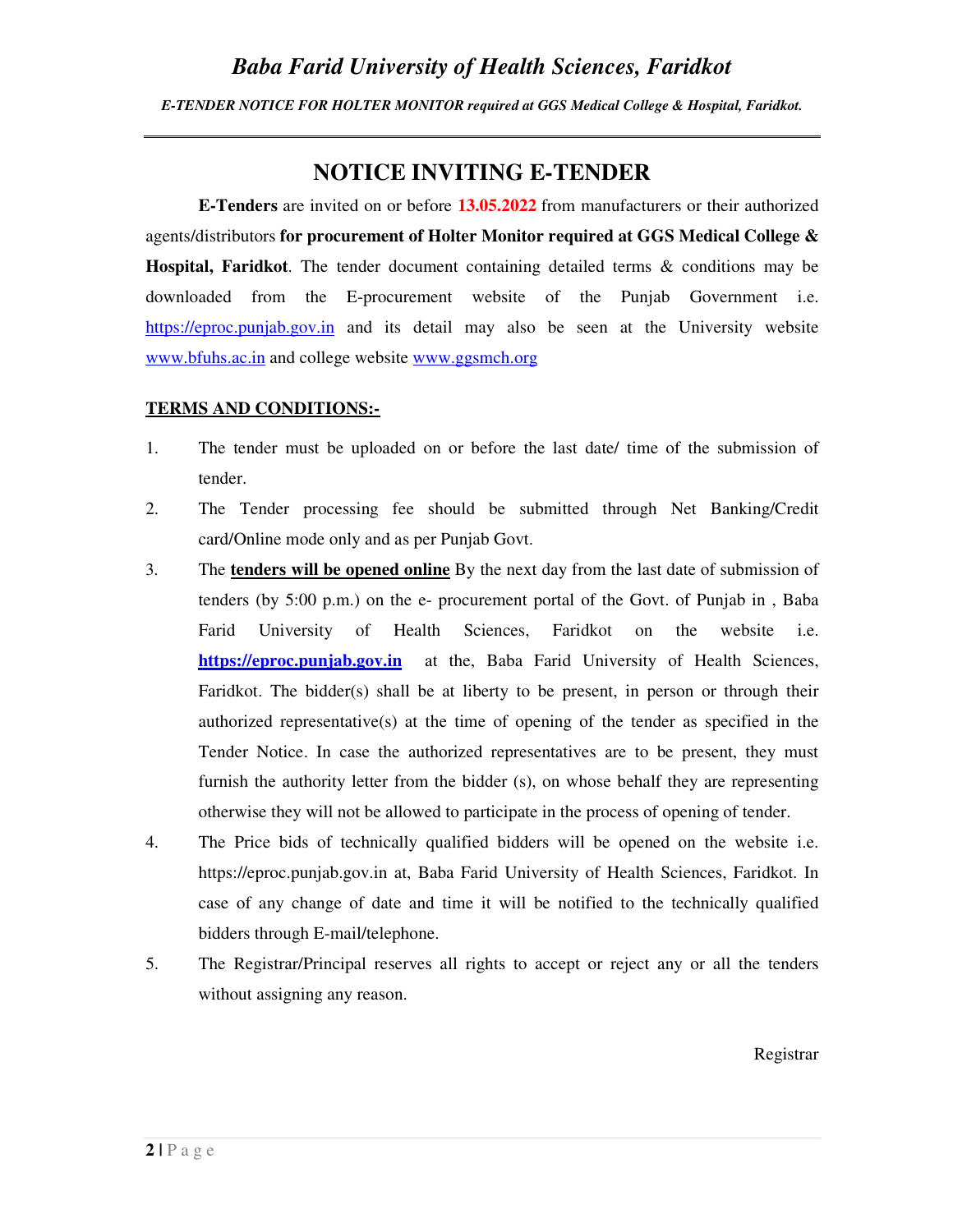# Baba Farid University of Health Sciences, Faridkot

*E-TENDER NOTICE FOR HOLTER MONITOR required at GGS Medical College & Hospital, Faridkot.*

## NOTICE INVITING E-TENDER

**E-Tenders** are invited on or before **13.05.2022** from manufacturers or their authorized agents/distributors **for procurement of Holter Monitor required at GGS Medical College & Hospital, Faridkot**. The tender document containing detailed terms & conditions may be downloaded from the E-procurement website of the Punjab Government i.e. https://eproc.punjab.gov.in and its detail may also be seen at the University website www.bfuhs.ac.in and college website www.ggsmch.org

**TERMS AND CONDITIONS:-**

1. The tender must be uploaded on or before the last date/ time of the submission of tender.
2. The Tender processing fee should be submitted through Net Banking/Credit card/Online mode only and as per Punjab Govt.
3. The **tenders will be opened online** By the next day from the last date of submission of tenders (by 5:00 p.m.) on the e- procurement portal of the Govt. of Punjab in , Baba Farid University of Health Sciences, Faridkot on the website i.e. **https://eproc.punjab.gov.in** at the, Baba Farid University of Health Sciences, Faridkot. The bidder(s) shall be at liberty to be present, in person or through their authorized representative(s) at the time of opening of the tender as specified in the Tender Notice. In case the authorized representatives are to be present, they must furnish the authority letter from the bidder (s), on whose behalf they are representing otherwise they will not be allowed to participate in the process of opening of tender.
4. The Price bids of technically qualified bidders will be opened on the website i.e. https://eproc.punjab.gov.in at, Baba Farid University of Health Sciences, Faridkot. In case of any change of date and time it will be notified to the technically qualified bidders through E-mail/telephone.
5. The Registrar/Principal reserves all rights to accept or reject any or all the tenders without assigning any reason.

Registrar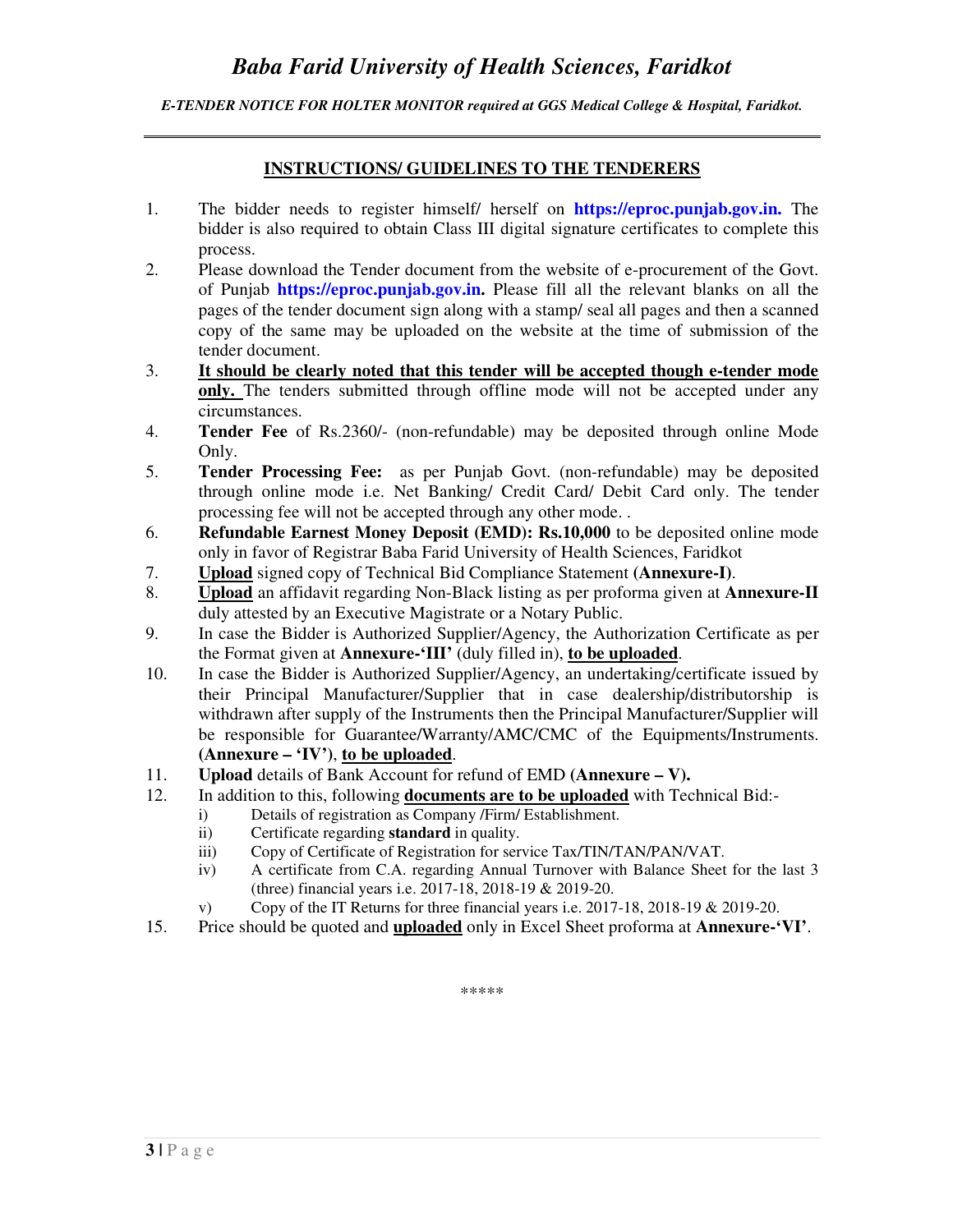## INSTRUCTIONS/ GUIDELINES TO THE TENDERERS

1. The bidder needs to register himself/ herself on **https://eproc.punjab.gov.in.** The bidder is also required to obtain Class III digital signature certificates to complete this process.
2. Please download the Tender document from the website of e-procurement of the Govt. of Punjab **https://eproc.punjab.gov.in.** Please fill all the relevant blanks on all the pages of the tender document sign along with a stamp/ seal all pages and then a scanned copy of the same may be uploaded on the website at the time of submission of the tender document.
3. **It should be clearly noted that this tender will be accepted though e-tender mode only.** The tenders submitted through offline mode will not be accepted under any circumstances.
4. **Tender Fee** of Rs.2360/- (non-refundable) may be deposited through online Mode Only.
5. **Tender Processing Fee:** as per Punjab Govt. (non-refundable) may be deposited through online mode i.e. Net Banking/ Credit Card/ Debit Card only. The tender processing fee will not be accepted through any other mode. .
6. **Refundable Earnest Money Deposit (EMD): Rs.10,000** to be deposited online mode only in favor of Registrar Baba Farid University of Health Sciences, Faridkot
7. **Upload** signed copy of Technical Bid Compliance Statement **(Annexure-I)**.
8. **Upload** an affidavit regarding Non-Black listing as per proforma given at **Annexure-II** duly attested by an Executive Magistrate or a Notary Public.
9. In case the Bidder is Authorized Supplier/Agency, the Authorization Certificate as per the Format given at **Annexure-'III'** (duly filled in), **to be uploaded**.
10. In case the Bidder is Authorized Supplier/Agency, an undertaking/certificate issued by their Principal Manufacturer/Supplier that in case dealership/distributorship is withdrawn after supply of the Instruments then the Principal Manufacturer/Supplier will be responsible for Guarantee/Warranty/AMC/CMC of the Equipments/Instruments. **(Annexure – 'IV')**, **to be uploaded**.
11. **Upload** details of Bank Account for refund of EMD **(Annexure – V).**
12. In addition to this, following **documents are to be uploaded** with Technical Bid:-
    - i) Details of registration as Company /Firm/ Establishment.
    - ii) Certificate regarding **standard** in quality.
    - iii) Copy of Certificate of Registration for service Tax/TIN/TAN/PAN/VAT.
    - iv) A certificate from C.A. regarding Annual Turnover with Balance Sheet for the last 3 (three) financial years i.e. 2017-18, 2018-19 & 2019-20.
    - v) Copy of the IT Returns for three financial years i.e. 2017-18, 2018-19 & 2019-20.

15. Price should be quoted and **uploaded** only in Excel Sheet proforma at **Annexure-'VI'**.

*****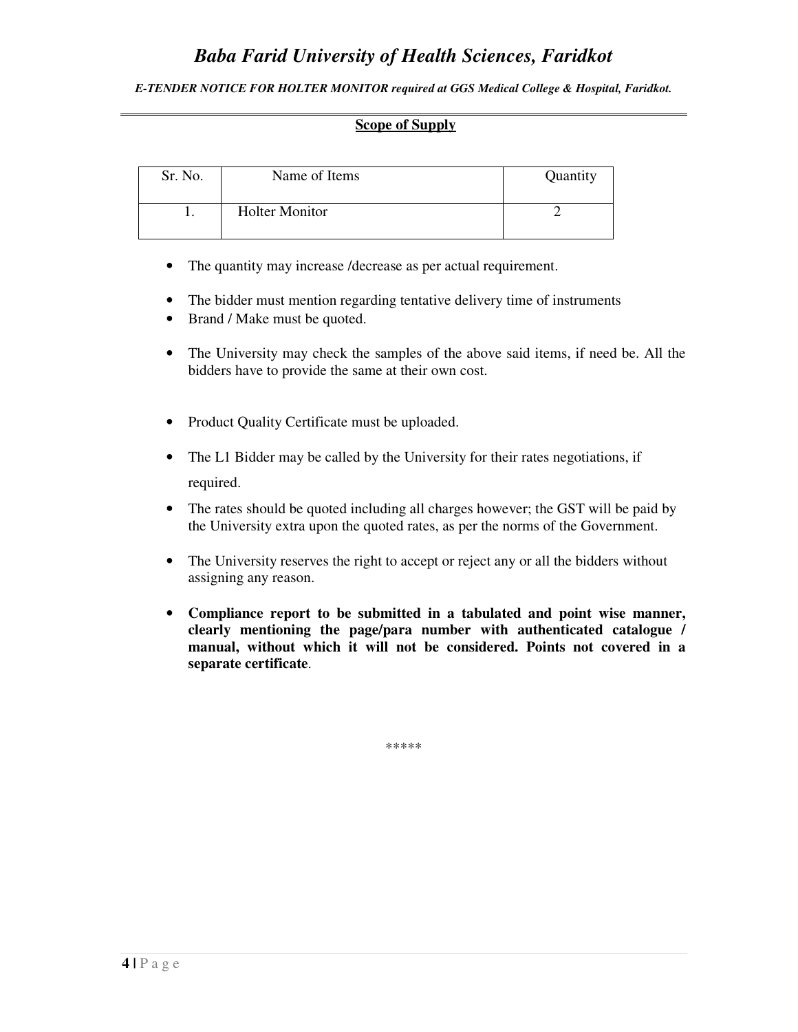## Scope of Supply

| Sr. No. | Name of Items | Quantity |
|---|---|---|
| 1. | Holter Monitor | 2 |

- The quantity may increase /decrease as per actual requirement.
- The bidder must mention regarding tentative delivery time of instruments
- Brand / Make must be quoted.
- The University may check the samples of the above said items, if need be. All the bidders have to provide the same at their own cost.
- Product Quality Certificate must be uploaded.
- The L1 Bidder may be called by the University for their rates negotiations, if required.
- The rates should be quoted including all charges however; the GST will be paid by the University extra upon the quoted rates, as per the norms of the Government.
- The University reserves the right to accept or reject any or all the bidders without assigning any reason.
- **Compliance report to be submitted in a tabulated and point wise manner, clearly mentioning the page/para number with authenticated catalogue / manual, without which it will not be considered. Points not covered in a separate certificate**.

*****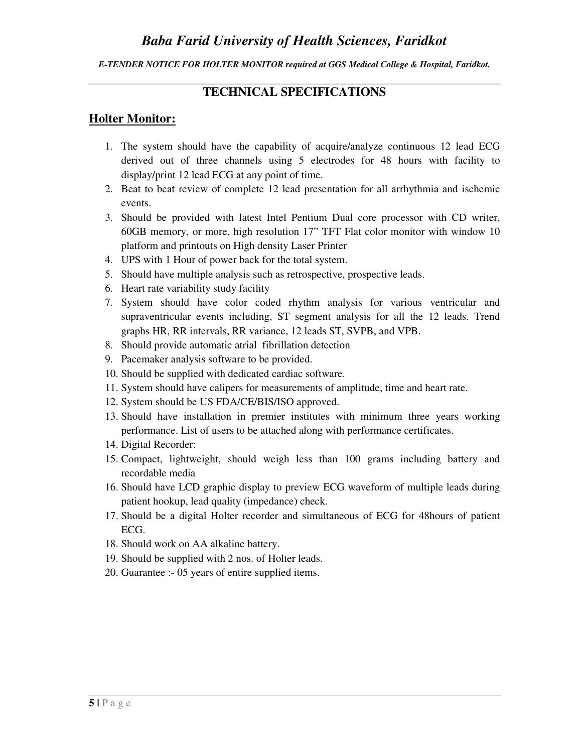# TECHNICAL SPECIFICATIONS

## Holter Monitor:

1. The system should have the capability of acquire/analyze continuous 12 lead ECG derived out of three channels using 5 electrodes for 48 hours with facility to display/print 12 lead ECG at any point of time.
2. Beat to beat review of complete 12 lead presentation for all arrhythmia and ischemic events.
3. Should be provided with latest Intel Pentium Dual core processor with CD writer, 60GB memory, or more, high resolution 17" TFT Flat color monitor with window 10 platform and printouts on High density Laser Printer
4. UPS with 1 Hour of power back for the total system.
5. Should have multiple analysis such as retrospective, prospective leads.
6. Heart rate variability study facility
7. System should have color coded rhythm analysis for various ventricular and supraventricular events including, ST segment analysis for all the 12 leads. Trend graphs HR, RR intervals, RR variance, 12 leads ST, SVPB, and VPB.
8. Should provide automatic atrial fibrillation detection
9. Pacemaker analysis software to be provided.
10. Should be supplied with dedicated cardiac software.
11. System should have calipers for measurements of amplitude, time and heart rate.
12. System should be US FDA/CE/BIS/ISO approved.
13. Should have installation in premier institutes with minimum three years working performance. List of users to be attached along with performance certificates.
14. Digital Recorder:
15. Compact, lightweight, should weigh less than 100 grams including battery and recordable media
16. Should have LCD graphic display to preview ECG waveform of multiple leads during patient hookup, lead quality (impedance) check.
17. Should be a digital Holter recorder and simultaneous of ECG for 48hours of patient ECG.
18. Should work on AA alkaline battery.
19. Should be supplied with 2 nos. of Holter leads.
20. Guarantee :- 05 years of entire supplied items.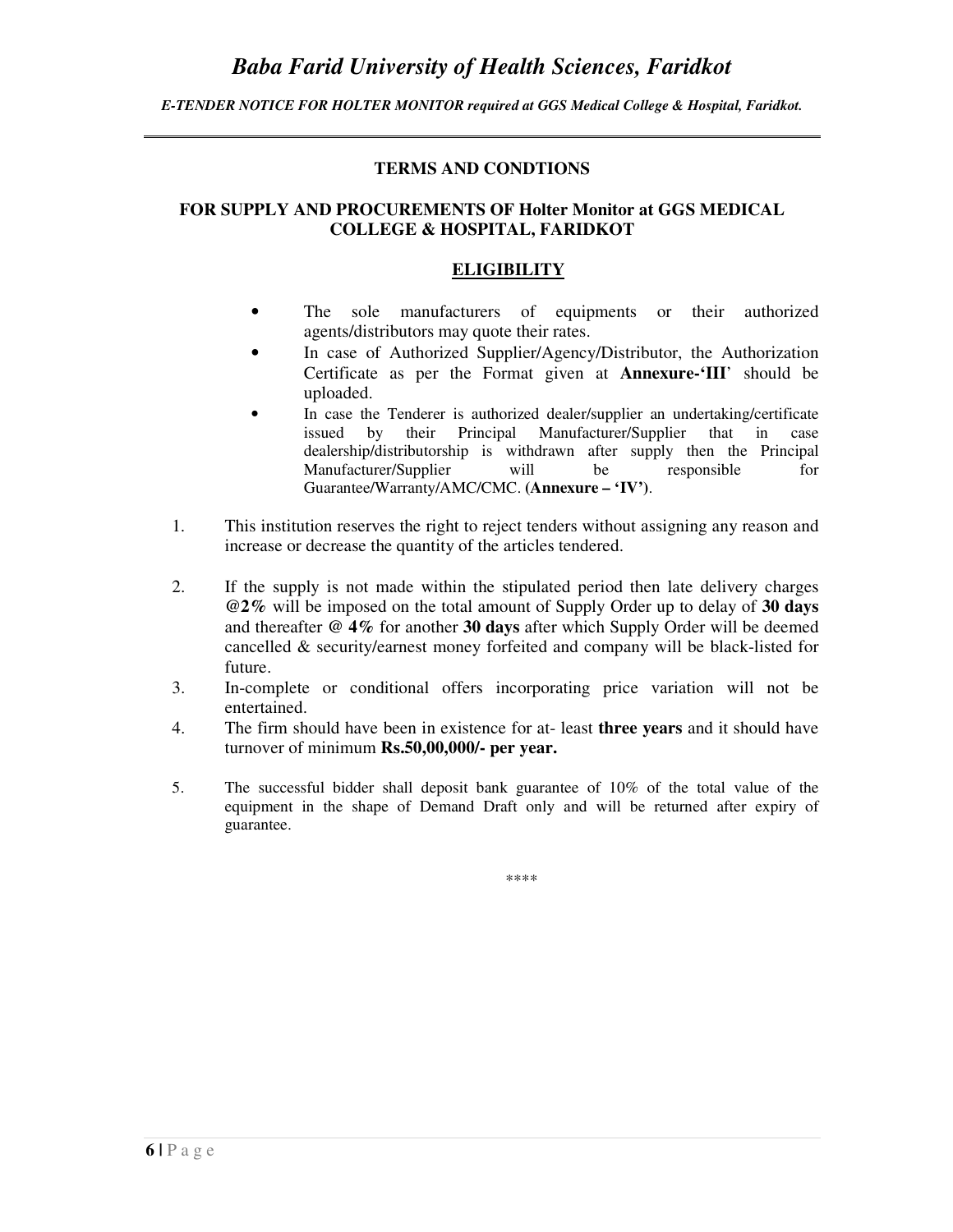## TERMS AND CONDTIONS

### FOR SUPPLY AND PROCUREMENTS OF Holter Monitor at GGS MEDICAL COLLEGE & HOSPITAL, FARIDKOT

### ELIGIBILITY

- The sole manufacturers of equipments or their authorized agents/distributors may quote their rates.
- In case of Authorized Supplier/Agency/Distributor, the Authorization Certificate as per the Format given at **Annexure-'III**' should be uploaded.
- In case the Tenderer is authorized dealer/supplier an undertaking/certificate issued by their Principal Manufacturer/Supplier that in case dealership/distributorship is withdrawn after supply then the Principal Manufacturer/Supplier will be responsible for Guarantee/Warranty/AMC/CMC. (**Annexure – 'IV'**).

1. This institution reserves the right to reject tenders without assigning any reason and increase or decrease the quantity of the articles tendered.
2. If the supply is not made within the stipulated period then late delivery charges **@2%** will be imposed on the total amount of Supply Order up to delay of **30 days** and thereafter **@ 4%** for another **30 days** after which Supply Order will be deemed cancelled & security/earnest money forfeited and company will be black-listed for future.
3. In-complete or conditional offers incorporating price variation will not be entertained.
4. The firm should have been in existence for at- least **three years** and it should have turnover of minimum **Rs.50,00,000/- per year.**
5. The successful bidder shall deposit bank guarantee of 10% of the total value of the equipment in the shape of Demand Draft only and will be returned after expiry of guarantee.

****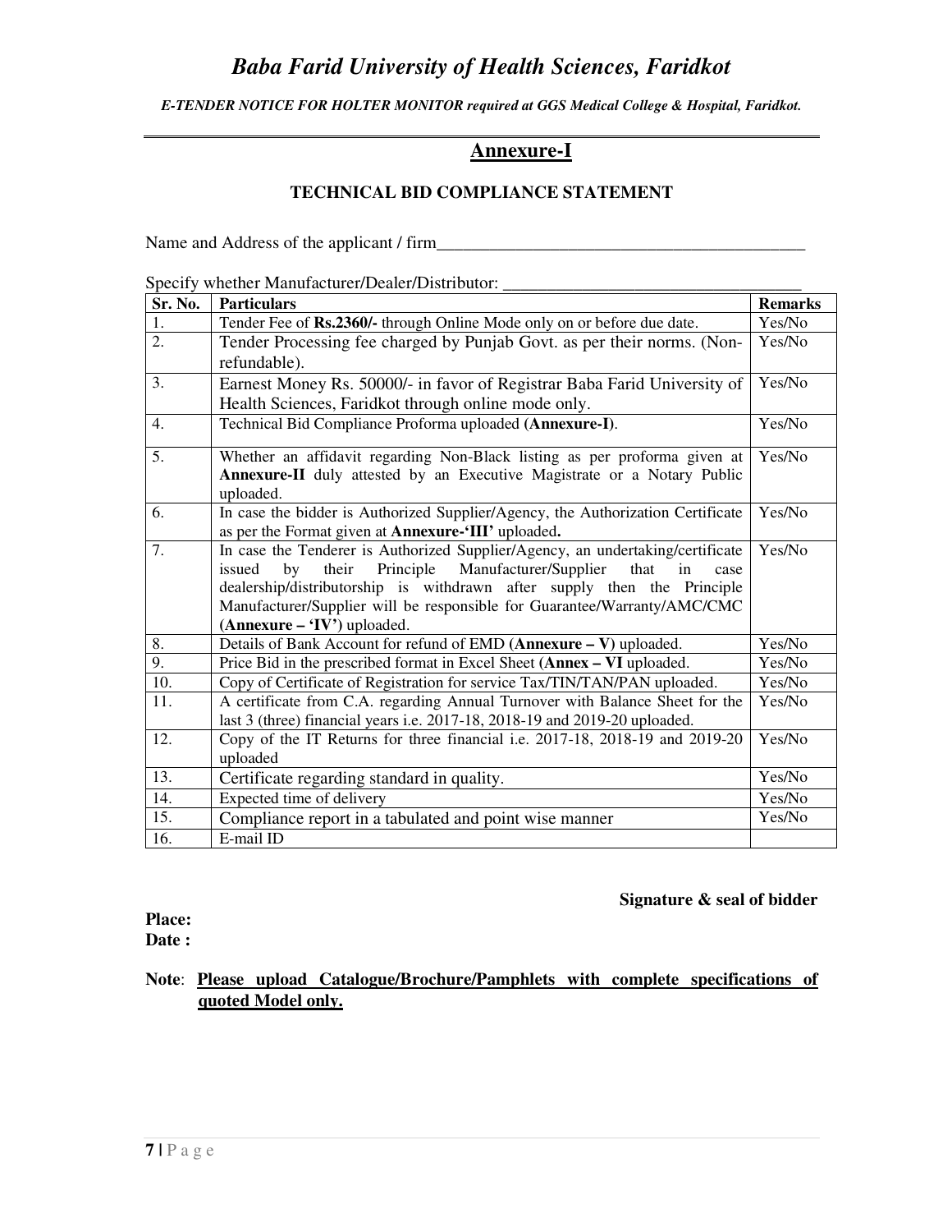## Annexure-I

### TECHNICAL BID COMPLIANCE STATEMENT

Name and Address of the applicant / firm\_\_\_\_\_\_\_\_\_\_\_\_\_\_\_\_\_\_\_\_\_\_\_\_\_\_\_\_\_\_\_\_\_\_\_\_\_\_\_\_\_\_

Specify whether Manufacturer/Dealer/Distributor: \_\_\_\_\_\_\_\_\_\_\_\_\_\_\_\_\_\_\_\_\_\_\_\_\_\_\_\_\_\_\_\_\_\_\_

| Sr. No. | Particulars | Remarks |
|---|---|---|
| 1. | Tender Fee of **Rs.2360/-** through Online Mode only on or before due date. | Yes/No |
| 2. | Tender Processing fee charged by Punjab Govt. as per their norms. (Non-refundable). | Yes/No |
| 3. | Earnest Money Rs. 50000/- in favor of Registrar Baba Farid University of Health Sciences, Faridkot through online mode only. | Yes/No |
| 4. | Technical Bid Compliance Proforma uploaded **(Annexure-I)**. | Yes/No |
| 5. | Whether an affidavit regarding Non-Black listing as per proforma given at **Annexure-II** duly attested by an Executive Magistrate or a Notary Public uploaded. | Yes/No |
| 6. | In case the bidder is Authorized Supplier/Agency, the Authorization Certificate as per the Format given at **Annexure-'III'** uploaded**.** | Yes/No |
| 7. | In case the Tenderer is Authorized Supplier/Agency, an undertaking/certificate issued by their Principle Manufacturer/Supplier that in case dealership/distributorship is withdrawn after supply then the Principle Manufacturer/Supplier will be responsible for Guarantee/Warranty/AMC/CMC **(Annexure – 'IV')** uploaded. | Yes/No |
| 8. | Details of Bank Account for refund of EMD **(Annexure – V)** uploaded. | Yes/No |
| 9. | Price Bid in the prescribed format in Excel Sheet **(Annex – VI** uploaded. | Yes/No |
| 10. | Copy of Certificate of Registration for service Tax/TIN/TAN/PAN uploaded. | Yes/No |
| 11. | A certificate from C.A. regarding Annual Turnover with Balance Sheet for the last 3 (three) financial years i.e. 2017-18, 2018-19 and 2019-20 uploaded. | Yes/No |
| 12. | Copy of the IT Returns for three financial i.e. 2017-18, 2018-19 and 2019-20 uploaded | Yes/No |
| 13. | Certificate regarding standard in quality. | Yes/No |
| 14. | Expected time of delivery | Yes/No |
| 15. | Compliance report in a tabulated and point wise manner | Yes/No |
| 16. | E-mail ID | |

**Signature & seal of bidder**

**Place:**

**Date :**

**Note**: **Please upload Catalogue/Brochure/Pamphlets with complete specifications of quoted Model only.**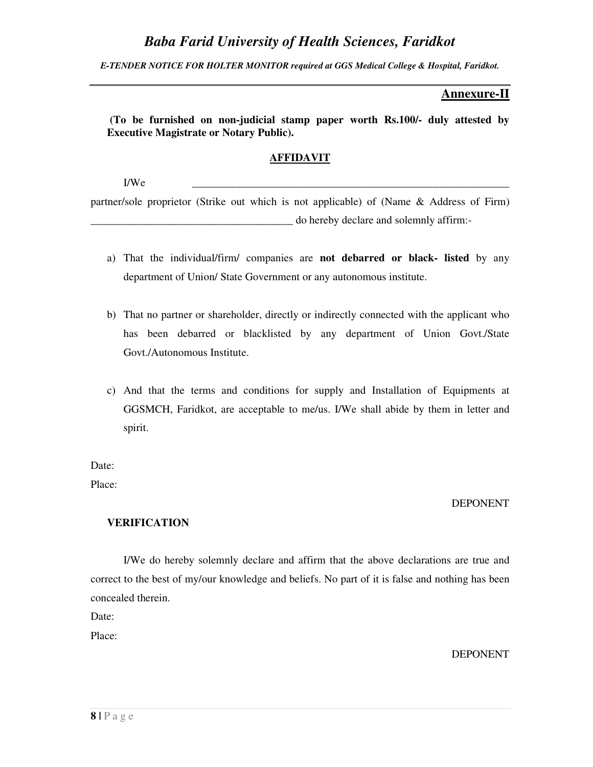## Annexure-II

**(To be furnished on non-judicial stamp paper worth Rs.100/- duly attested by Executive Magistrate or Notary Public).**

### AFFIDAVIT

I/We \_\_\_\_\_\_\_\_\_\_\_\_\_\_\_\_\_\_\_\_\_\_\_\_\_\_\_\_\_\_\_\_\_\_\_\_\_\_\_\_\_\_\_\_\_\_\_\_\_\_\_\_\_\_\_\_\_\_\_\_ partner/sole proprietor (Strike out which is not applicable) of (Name & Address of Firm) \_\_\_\_\_\_\_\_\_\_\_\_\_\_\_\_\_\_\_\_\_\_\_\_\_\_\_\_\_\_\_\_\_\_\_\_\_\_\_\_ do hereby declare and solemnly affirm:-

a) That the individual/firm/ companies are **not debarred or black- listed** by any department of Union/ State Government or any autonomous institute.

b) That no partner or shareholder, directly or indirectly connected with the applicant who has been debarred or blacklisted by any department of Union Govt./State Govt./Autonomous Institute.

c) And that the terms and conditions for supply and Installation of Equipments at GGSMCH, Faridkot, are acceptable to me/us. I/We shall abide by them in letter and spirit.

Date:

Place:

DEPONENT

**VERIFICATION**

I/We do hereby solemnly declare and affirm that the above declarations are true and correct to the best of my/our knowledge and beliefs. No part of it is false and nothing has been concealed therein.

Date:

Place:

DEPONENT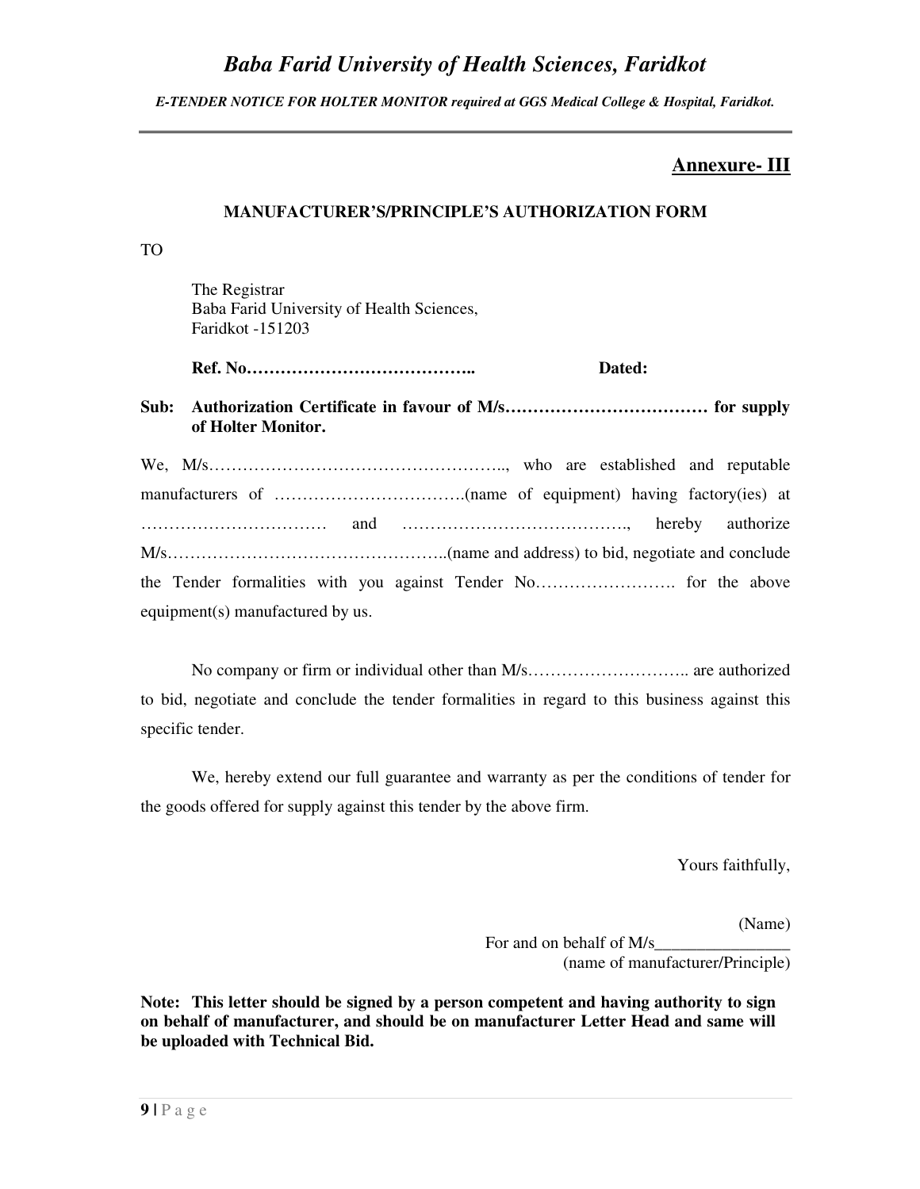## Annexure- III

### MANUFACTURER'S/PRINCIPLE'S AUTHORIZATION FORM

TO

The Registrar
Baba Farid University of Health Sciences,
Faridkot -151203

**Ref. No…………………………………..** **Dated:**

**Sub: Authorization Certificate in favour of M/s……………………………… for supply of Holter Monitor.**

We, M/s…………………………………………….., who are established and reputable manufacturers of …………………………….(name of equipment) having factory(ies) at …………………………… and …………………………………., hereby authorize M/s…………………………………………..(name and address) to bid, negotiate and conclude the Tender formalities with you against Tender No……………………. for the above equipment(s) manufactured by us.

No company or firm or individual other than M/s……………………….. are authorized to bid, negotiate and conclude the tender formalities in regard to this business against this specific tender.

We, hereby extend our full guarantee and warranty as per the conditions of tender for the goods offered for supply against this tender by the above firm.

Yours faithfully,

(Name)
For and on behalf of M/s________________
(name of manufacturer/Principle)

**Note: This letter should be signed by a person competent and having authority to sign on behalf of manufacturer, and should be on manufacturer Letter Head and same will be uploaded with Technical Bid.**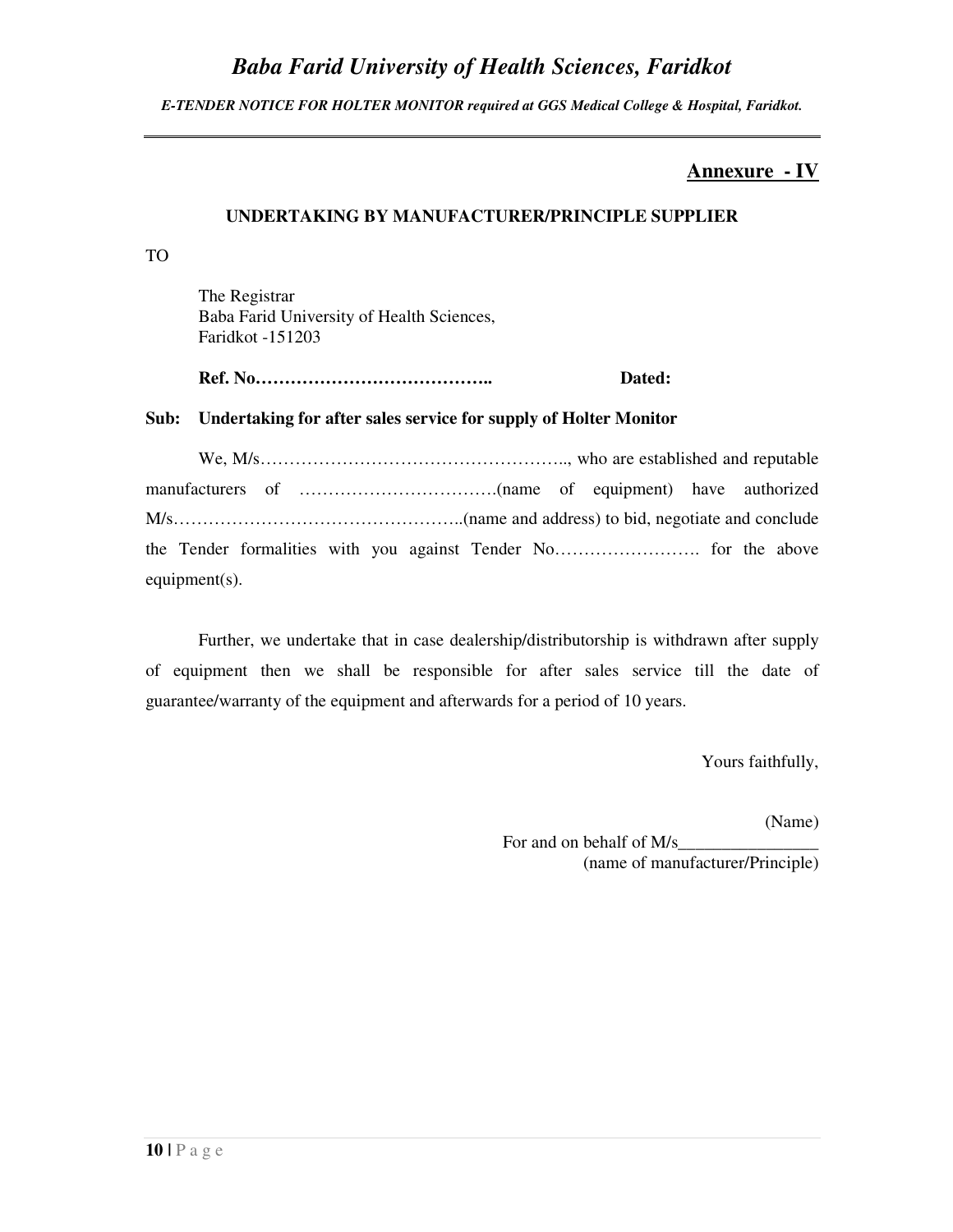## Annexure - IV

### UNDERTAKING BY MANUFACTURER/PRINCIPLE SUPPLIER

TO

The Registrar
Baba Farid University of Health Sciences,
Faridkot -151203

**Ref. No…………………………………..** **Dated:**

**Sub: Undertaking for after sales service for supply of Holter Monitor**

We, M/s…………………………………………….., who are established and reputable manufacturers of …………………………….(name of equipment) have authorized M/s…………………………………………..(name and address) to bid, negotiate and conclude the Tender formalities with you against Tender No……………………. for the above equipment(s).

Further, we undertake that in case dealership/distributorship is withdrawn after supply of equipment then we shall be responsible for after sales service till the date of guarantee/warranty of the equipment and afterwards for a period of 10 years.

Yours faithfully,

(Name)
For and on behalf of M/s________________
(name of manufacturer/Principle)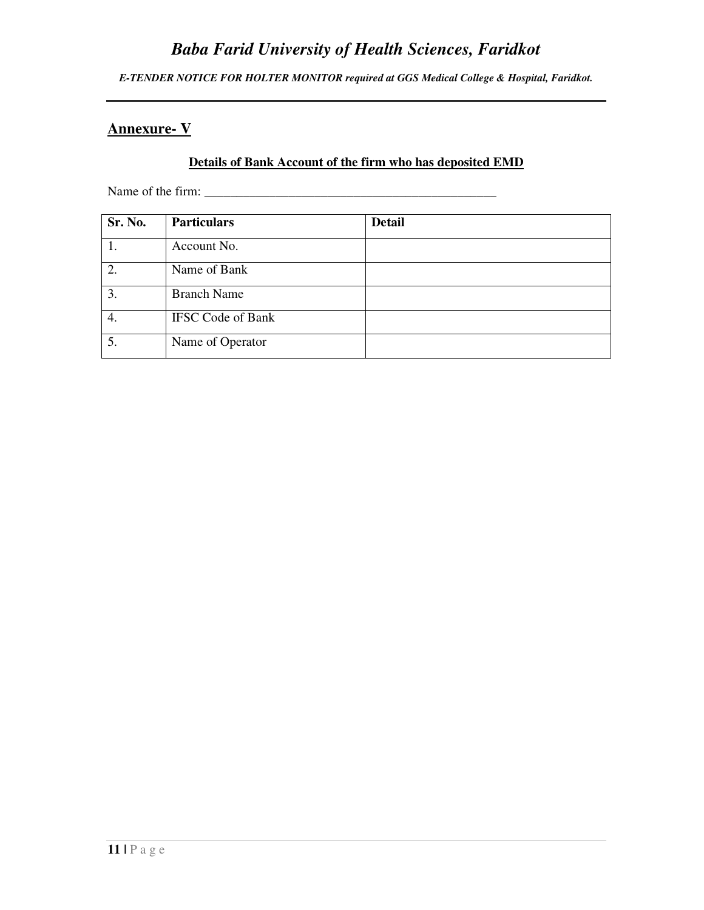## Annexure- V

**Details of Bank Account of the firm who has deposited EMD**

Name of the firm: ______________________________________________

| Sr. No. | Particulars | Detail |
|---|---|---|
| 1. | Account No. | |
| 2. | Name of Bank | |
| 3. | Branch Name | |
| 4. | IFSC Code of Bank | |
| 5. | Name of Operator | |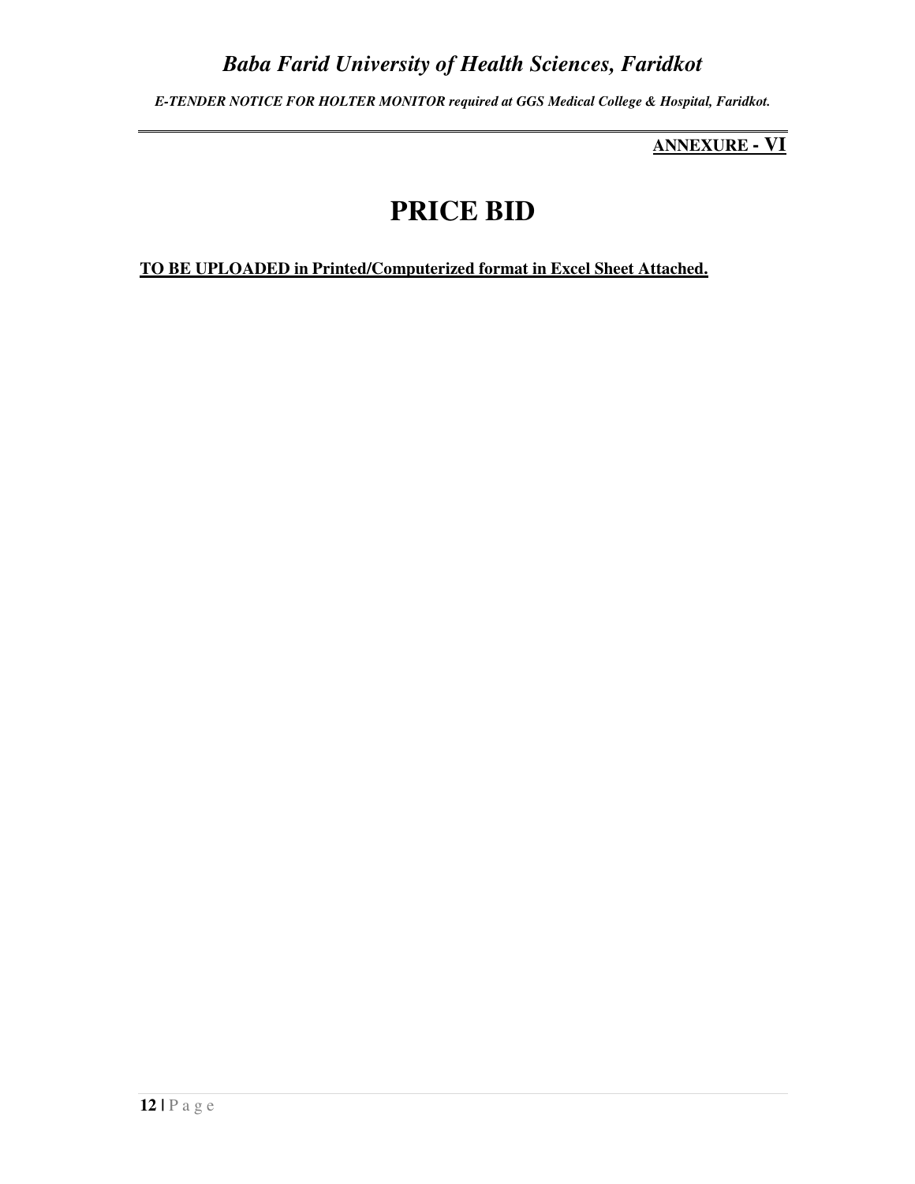**ANNEXURE - VI**

# PRICE BID

**TO BE UPLOADED in Printed/Computerized format in Excel Sheet Attached.**